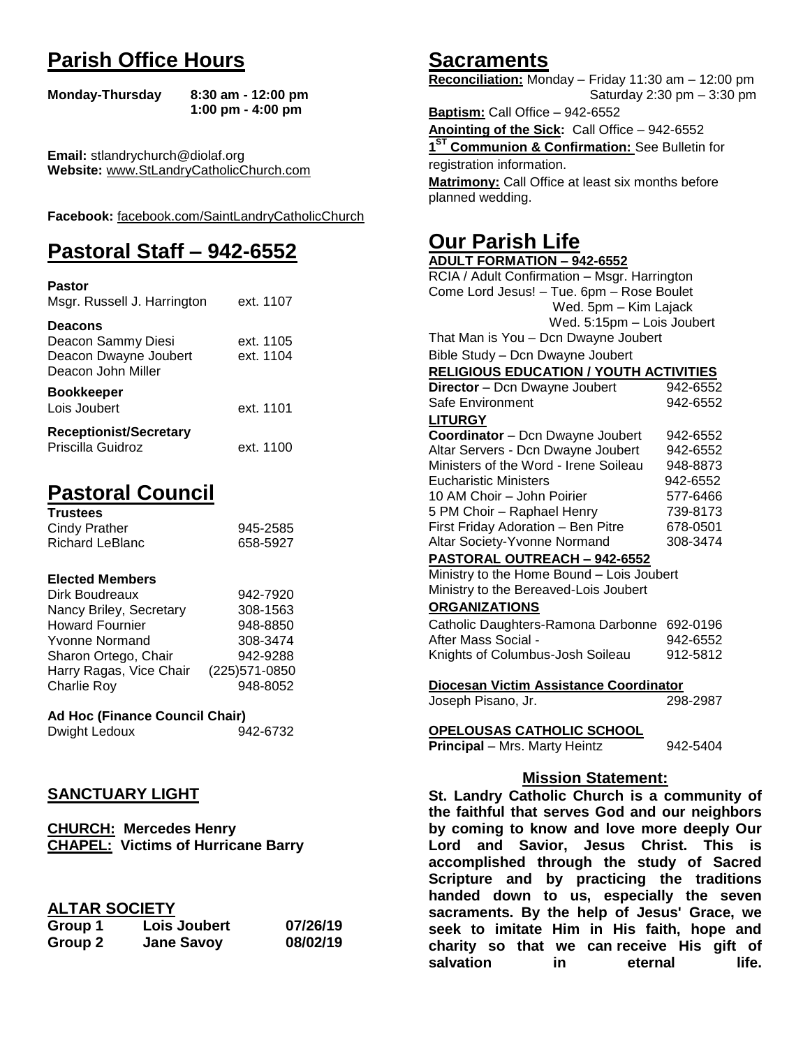## Parish Office Hours

**Monday-Thursday** **8:30 am - 12:00 pm**
**1:00 pm - 4:00 pm**

**Email:** stlandrychurch@diolaf.org
**Website:** www.StLandryCatholicChurch.com

**Facebook:** facebook.com/SaintLandryCatholicChurch

## Pastoral Staff – 942-6552

**Pastor**

| | |
|---|---|
| Msgr. Russell J. Harrington | ext. 1107 |

**Deacons**

| | |
|---|---|
| Deacon Sammy Diesi | ext. 1105 |
| Deacon Dwayne Joubert | ext. 1104 |
| Deacon John Miller | |

**Bookkeeper**

| | |
|---|---|
| Lois Joubert | ext. 1101 |

**Receptionist/Secretary**

| | |
|---|---|
| Priscilla Guidroz | ext. 1100 |

## Pastoral Council

**Trustees**

| | |
|---|---|
| Cindy Prather | 945-2585 |
| Richard LeBlanc | 658-5927 |

**Elected Members**

| | |
|---|---|
| Dirk Boudreaux | 942-7920 |
| Nancy Briley, Secretary | 308-1563 |
| Howard Fournier | 948-8850 |
| Yvonne Normand | 308-3474 |
| Sharon Ortego, Chair | 942-9288 |
| Harry Ragas, Vice Chair | (225)571-0850 |
| Charlie Roy | 948-8052 |

**Ad Hoc (Finance Council Chair)**

| | |
|---|---|
| Dwight Ledoux | 942-6732 |

### SANCTUARY LIGHT

**CHURCH: Mercedes Henry**
**CHAPEL: Victims of Hurricane Barry**

### ALTAR SOCIETY

| | | |
|---|---|---|
| **Group 1** | **Lois Joubert** | **07/26/19** |
| **Group 2** | **Jane Savoy** | **08/02/19** |

## Sacraments

**Reconciliation:** Monday – Friday 11:30 am – 12:00 pm
Saturday 2:30 pm – 3:30 pm

**Baptism:** Call Office – 942-6552

**Anointing of the Sick:** Call Office – 942-6552

**1ST Communion & Confirmation:** See Bulletin for registration information.

**Matrimony:** Call Office at least six months before planned wedding.

## Our Parish Life

**ADULT FORMATION – 942-6552**

RCIA / Adult Confirmation – Msgr. Harrington
Come Lord Jesus! – Tue. 6pm – Rose Boulet
Wed. 5pm – Kim Lajack
Wed. 5:15pm – Lois Joubert
That Man is You – Dcn Dwayne Joubert
Bible Study – Dcn Dwayne Joubert

**RELIGIOUS EDUCATION / YOUTH ACTIVITIES**

| | |
|---|---|
| **Director** – Dcn Dwayne Joubert | 942-6552 |
| Safe Environment | 942-6552 |

**LITURGY**

| | |
|---|---|
| **Coordinator** – Dcn Dwayne Joubert | 942-6552 |
| Altar Servers - Dcn Dwayne Joubert | 942-6552 |
| Ministers of the Word - Irene Soileau | 948-8873 |
| Eucharistic Ministers | 942-6552 |
| 10 AM Choir – John Poirier | 577-6466 |
| 5 PM Choir – Raphael Henry | 739-8173 |
| First Friday Adoration – Ben Pitre | 678-0501 |
| Altar Society-Yvonne Normand | 308-3474 |

**PASTORAL OUTREACH – 942-6552**

Ministry to the Home Bound – Lois Joubert
Ministry to the Bereaved-Lois Joubert

**ORGANIZATIONS**

| | |
|---|---|
| Catholic Daughters-Ramona Darbonne | 692-0196 |
| After Mass Social - | 942-6552 |
| Knights of Columbus-Josh Soileau | 912-5812 |

**Diocesan Victim Assistance Coordinator**

| | |
|---|---|
| Joseph Pisano, Jr. | 298-2987 |

**OPELOUSAS CATHOLIC SCHOOL**

| | |
|---|---|
| **Principal** – Mrs. Marty Heintz | 942-5404 |

### Mission Statement:

**St. Landry Catholic Church is a community of the faithful that serves God and our neighbors by coming to know and love more deeply Our Lord and Savior, Jesus Christ. This is accomplished through the study of Sacred Scripture and by practicing the traditions handed down to us, especially the seven sacraments. By the help of Jesus' Grace, we seek to imitate Him in His faith, hope and charity so that we can receive His gift of salvation in eternal life.**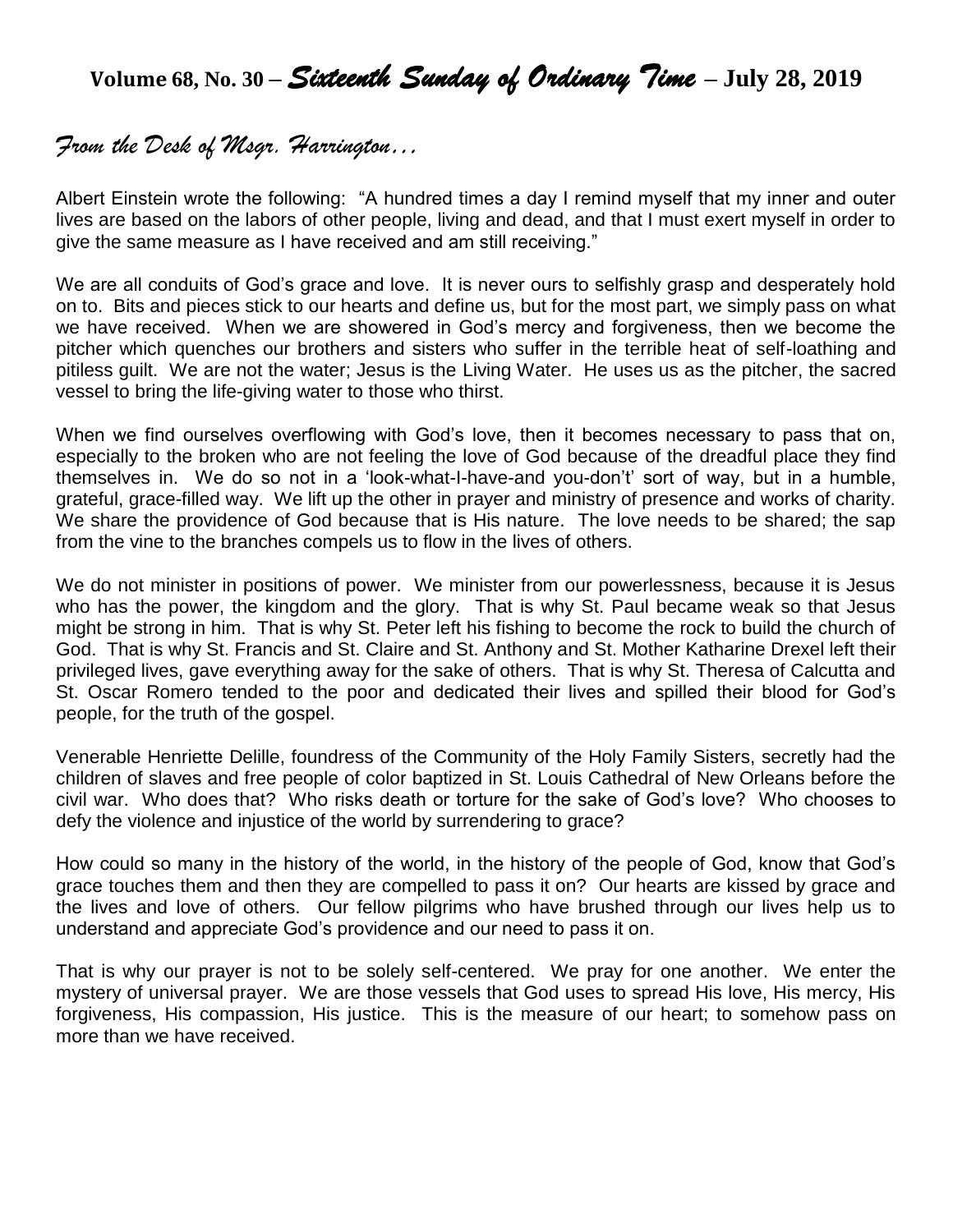# Volume 68, No. 30 – *Sixteenth Sunday of Ordinary Time* – July 28, 2019

## *From the Desk of Msgr. Harrington…*

Albert Einstein wrote the following: "A hundred times a day I remind myself that my inner and outer lives are based on the labors of other people, living and dead, and that I must exert myself in order to give the same measure as I have received and am still receiving."

We are all conduits of God's grace and love. It is never ours to selfishly grasp and desperately hold on to. Bits and pieces stick to our hearts and define us, but for the most part, we simply pass on what we have received. When we are showered in God's mercy and forgiveness, then we become the pitcher which quenches our brothers and sisters who suffer in the terrible heat of self-loathing and pitiless guilt. We are not the water; Jesus is the Living Water. He uses us as the pitcher, the sacred vessel to bring the life-giving water to those who thirst.

When we find ourselves overflowing with God's love, then it becomes necessary to pass that on, especially to the broken who are not feeling the love of God because of the dreadful place they find themselves in. We do so not in a 'look-what-I-have-and you-don't' sort of way, but in a humble, grateful, grace-filled way. We lift up the other in prayer and ministry of presence and works of charity. We share the providence of God because that is His nature. The love needs to be shared; the sap from the vine to the branches compels us to flow in the lives of others.

We do not minister in positions of power. We minister from our powerlessness, because it is Jesus who has the power, the kingdom and the glory. That is why St. Paul became weak so that Jesus might be strong in him. That is why St. Peter left his fishing to become the rock to build the church of God. That is why St. Francis and St. Claire and St. Anthony and St. Mother Katharine Drexel left their privileged lives, gave everything away for the sake of others. That is why St. Theresa of Calcutta and St. Oscar Romero tended to the poor and dedicated their lives and spilled their blood for God's people, for the truth of the gospel.

Venerable Henriette Delille, foundress of the Community of the Holy Family Sisters, secretly had the children of slaves and free people of color baptized in St. Louis Cathedral of New Orleans before the civil war. Who does that? Who risks death or torture for the sake of God's love? Who chooses to defy the violence and injustice of the world by surrendering to grace?

How could so many in the history of the world, in the history of the people of God, know that God's grace touches them and then they are compelled to pass it on? Our hearts are kissed by grace and the lives and love of others. Our fellow pilgrims who have brushed through our lives help us to understand and appreciate God's providence and our need to pass it on.

That is why our prayer is not to be solely self-centered. We pray for one another. We enter the mystery of universal prayer. We are those vessels that God uses to spread His love, His mercy, His forgiveness, His compassion, His justice. This is the measure of our heart; to somehow pass on more than we have received.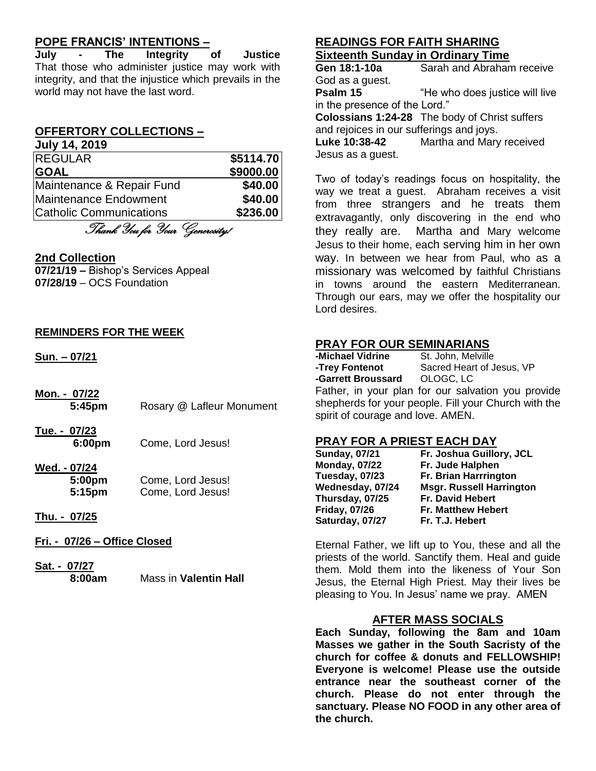## POPE FRANCIS' INTENTIONS –

**July - The Integrity of Justice**
That those who administer justice may work with integrity, and that the injustice which prevails in the world may not have the last word.

## OFFERTORY COLLECTIONS –

**July 14, 2019**

| | |
|---|---|
| REGULAR | **$5114.70** |
| **GOAL** | **$9000.00** |
| Maintenance & Repair Fund | **$40.00** |
| Maintenance Endowment | **$40.00** |
| Catholic Communications | **$236.00** |

*Thank You for Your Generosity!*

## 2nd Collection

**07/21/19 –** Bishop's Services Appeal
**07/28/19** – OCS Foundation

## REMINDERS FOR THE WEEK

**Sun. – 07/21**

**Mon. - 07/22**
**5:45pm** Rosary @ Lafleur Monument

**Tue. - 07/23**
**6:00pm** Come, Lord Jesus!

**Wed. - 07/24**
**5:00pm** Come, Lord Jesus!
**5:15pm** Come, Lord Jesus!

**Thu. - 07/25**

**Fri. - 07/26 – Office Closed**

**Sat. - 07/27**
**8:00am** Mass in **Valentin Hall**

## READINGS FOR FAITH SHARING

**Sixteenth Sunday in Ordinary Time**

**Gen 18:1-10a** Sarah and Abraham receive God as a guest.
**Psalm 15** "He who does justice will live in the presence of the Lord."
**Colossians 1:24-28** The body of Christ suffers and rejoices in our sufferings and joys.
**Luke 10:38-42** Martha and Mary received Jesus as a guest.

Two of today's readings focus on hospitality, the way we treat a guest. Abraham receives a visit from three strangers and he treats them extravagantly, only discovering in the end who they really are. Martha and Mary welcome Jesus to their home, each serving him in her own way. In between we hear from Paul, who as a missionary was welcomed by faithful Christians in towns around the eastern Mediterranean. Through our ears, may we offer the hospitality our Lord desires.

## PRAY FOR OUR SEMINARIANS

**-Michael Vidrine** St. John, Melville
**-Trey Fontenot** Sacred Heart of Jesus, VP
**-Garrett Broussard** OLOGC, LC

Father, in your plan for our salvation you provide shepherds for your people. Fill your Church with the spirit of courage and love. AMEN.

## PRAY FOR A PRIEST EACH DAY

| | |
|---|---|
| **Sunday, 07/21** | **Fr. Joshua Guillory, JCL** |
| **Monday, 07/22** | **Fr. Jude Halphen** |
| **Tuesday, 07/23** | **Fr. Brian Harrrington** |
| **Wednesday, 07/24** | **Msgr. Russell Harrington** |
| **Thursday, 07/25** | **Fr. David Hebert** |
| **Friday, 07/26** | **Fr. Matthew Hebert** |
| **Saturday, 07/27** | **Fr. T.J. Hebert** |

Eternal Father, we lift up to You, these and all the priests of the world. Sanctify them. Heal and guide them. Mold them into the likeness of Your Son Jesus, the Eternal High Priest. May their lives be pleasing to You. In Jesus' name we pray. AMEN

## AFTER MASS SOCIALS

**Each Sunday, following the 8am and 10am Masses we gather in the South Sacristy of the church for coffee & donuts and FELLOWSHIP! Everyone is welcome! Please use the outside entrance near the southeast corner of the church. Please do not enter through the sanctuary. Please NO FOOD in any other area of the church.**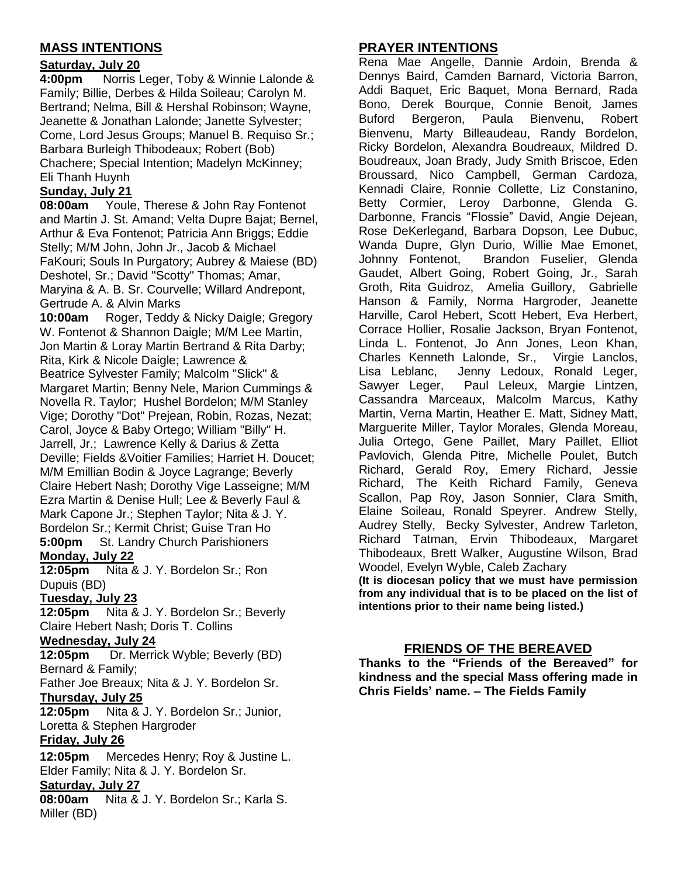## MASS INTENTIONS

### Saturday, July 20

**4:00pm** Norris Leger, Toby & Winnie Lalonde & Family; Billie, Derbes & Hilda Soileau; Carolyn M. Bertrand; Nelma, Bill & Hershal Robinson; Wayne, Jeanette & Jonathan Lalonde; Janette Sylvester; Come, Lord Jesus Groups; Manuel B. Requiso Sr.; Barbara Burleigh Thibodeaux; Robert (Bob) Chachere; Special Intention; Madelyn McKinney; Eli Thanh Huynh

### Sunday, July 21

**08:00am** Youle, Therese & John Ray Fontenot and Martin J. St. Amand; Velta Dupre Bajat; Bernel, Arthur & Eva Fontenot; Patricia Ann Briggs; Eddie Stelly; M/M John, John Jr., Jacob & Michael FaKouri; Souls In Purgatory; Aubrey & Maiese (BD) Deshotel, Sr.; David "Scotty" Thomas; Amar, Maryina & A. B. Sr. Courvelle; Willard Andrepont, Gertrude A. & Alvin Marks

**10:00am** Roger, Teddy & Nicky Daigle; Gregory W. Fontenot & Shannon Daigle; M/M Lee Martin, Jon Martin & Loray Martin Bertrand & Rita Darby; Rita, Kirk & Nicole Daigle; Lawrence & Beatrice Sylvester Family; Malcolm "Slick" & Margaret Martin; Benny Nele, Marion Cummings & Novella R. Taylor; Hushel Bordelon; M/M Stanley Vige; Dorothy "Dot" Prejean, Robin, Rozas, Nezat; Carol, Joyce & Baby Ortego; William "Billy" H. Jarrell, Jr.; Lawrence Kelly & Darius & Zetta Deville; Fields &Voitier Families; Harriet H. Doucet; M/M Emillian Bodin & Joyce Lagrange; Beverly Claire Hebert Nash; Dorothy Vige Lasseigne; M/M Ezra Martin & Denise Hull; Lee & Beverly Faul & Mark Capone Jr.; Stephen Taylor; Nita & J. Y. Bordelon Sr.; Kermit Christ; Guise Tran Ho

**5:00pm** St. Landry Church Parishioners

### Monday, July 22

**12:05pm** Nita & J. Y. Bordelon Sr.; Ron Dupuis (BD)

### Tuesday, July 23

**12:05pm** Nita & J. Y. Bordelon Sr.; Beverly Claire Hebert Nash; Doris T. Collins

### Wednesday, July 24

**12:05pm** Dr. Merrick Wyble; Beverly (BD) Bernard & Family;
Father Joe Breaux; Nita & J. Y. Bordelon Sr.

### Thursday, July 25

**12:05pm** Nita & J. Y. Bordelon Sr.; Junior, Loretta & Stephen Hargroder

### Friday, July 26

**12:05pm** Mercedes Henry; Roy & Justine L. Elder Family; Nita & J. Y. Bordelon Sr.

### Saturday, July 27

**08:00am** Nita & J. Y. Bordelon Sr.; Karla S. Miller (BD)

## PRAYER INTENTIONS

Rena Mae Angelle, Dannie Ardoin, Brenda & Dennys Baird, Camden Barnard, Victoria Barron, Addi Baquet, Eric Baquet, Mona Bernard, Rada Bono, Derek Bourque, Connie Benoit, James Buford Bergeron, Paula Bienvenu, Robert Bienvenu, Marty Billeaudeau, Randy Bordelon, Ricky Bordelon, Alexandra Boudreaux, Mildred D. Boudreaux, Joan Brady, Judy Smith Briscoe, Eden Broussard, Nico Campbell, German Cardoza, Kennadi Claire, Ronnie Collette, Liz Constanino, Betty Cormier, Leroy Darbonne, Glenda G. Darbonne, Francis "Flossie" David, Angie Dejean, Rose DeKerlegand, Barbara Dopson, Lee Dubuc, Wanda Dupre, Glyn Durio, Willie Mae Emonet, Johnny Fontenot, Brandon Fuselier, Glenda Gaudet, Albert Going, Robert Going, Jr., Sarah Groth, Rita Guidroz, Amelia Guillory, Gabrielle Hanson & Family, Norma Hargroder, Jeanette Harville, Carol Hebert, Scott Hebert, Eva Herbert, Corrace Hollier, Rosalie Jackson, Bryan Fontenot, Linda L. Fontenot, Jo Ann Jones, Leon Khan, Charles Kenneth Lalonde, Sr., Virgie Lanclos, Lisa Leblanc, Jenny Ledoux, Ronald Leger, Sawyer Leger, Paul Leleux, Margie Lintzen, Cassandra Marceaux, Malcolm Marcus, Kathy Martin, Verna Martin, Heather E. Matt, Sidney Matt, Marguerite Miller, Taylor Morales, Glenda Moreau, Julia Ortego, Gene Paillet, Mary Paillet, Elliot Pavlovich, Glenda Pitre, Michelle Poulet, Butch Richard, Gerald Roy, Emery Richard, Jessie Richard, The Keith Richard Family, Geneva Scallon, Pap Roy, Jason Sonnier, Clara Smith, Elaine Soileau, Ronald Speyrer. Andrew Stelly, Audrey Stelly, Becky Sylvester, Andrew Tarleton, Richard Tatman, Ervin Thibodeaux, Margaret Thibodeaux, Brett Walker, Augustine Wilson, Brad Woodel, Evelyn Wyble, Caleb Zachary

**(It is diocesan policy that we must have permission from any individual that is to be placed on the list of intentions prior to their name being listed.)**

## FRIENDS OF THE BEREAVED

**Thanks to the "Friends of the Bereaved" for kindness and the special Mass offering made in Chris Fields' name. – The Fields Family**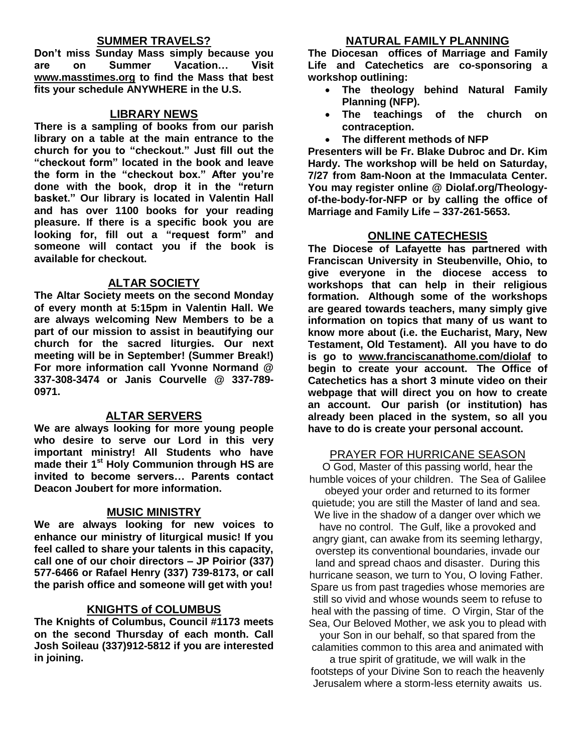## SUMMER TRAVELS?

**Don't miss Sunday Mass simply because you are on Summer Vacation… Visit www.masstimes.org to find the Mass that best fits your schedule ANYWHERE in the U.S.**

## LIBRARY NEWS

**There is a sampling of books from our parish library on a table at the main entrance to the church for you to "checkout." Just fill out the "checkout form" located in the book and leave the form in the "checkout box." After you're done with the book, drop it in the "return basket." Our library is located in Valentin Hall and has over 1100 books for your reading pleasure. If there is a specific book you are looking for, fill out a "request form" and someone will contact you if the book is available for checkout.**

## ALTAR SOCIETY

**The Altar Society meets on the second Monday of every month at 5:15pm in Valentin Hall. We are always welcoming New Members to be a part of our mission to assist in beautifying our church for the sacred liturgies. Our next meeting will be in September! (Summer Break!) For more information call Yvonne Normand @ 337-308-3474 or Janis Courvelle @ 337-789-0971.**

## ALTAR SERVERS

**We are always looking for more young people who desire to serve our Lord in this very important ministry! All Students who have made their 1st Holy Communion through HS are invited to become servers… Parents contact Deacon Joubert for more information.**

## MUSIC MINISTRY

**We are always looking for new voices to enhance our ministry of liturgical music! If you feel called to share your talents in this capacity, call one of our choir directors – JP Poirior (337) 577-6466 or Rafael Henry (337) 739-8173, or call the parish office and someone will get with you!**

## KNIGHTS of COLUMBUS

**The Knights of Columbus, Council #1173 meets on the second Thursday of each month. Call Josh Soileau (337)912-5812 if you are interested in joining.**

## NATURAL FAMILY PLANNING

**The Diocesan offices of Marriage and Family Life and Catechetics are co-sponsoring a workshop outlining:**

- **The theology behind Natural Family Planning (NFP).**
- **The teachings of the church on contraception.**
- **The different methods of NFP**

**Presenters will be Fr. Blake Dubroc and Dr. Kim Hardy. The workshop will be held on Saturday, 7/27 from 8am-Noon at the Immaculata Center. You may register online @ Diolaf.org/Theology-of-the-body-for-NFP or by calling the office of Marriage and Family Life – 337-261-5653.**

## ONLINE CATECHESIS

**The Diocese of Lafayette has partnered with Franciscan University in Steubenville, Ohio, to give everyone in the diocese access to workshops that can help in their religious formation. Although some of the workshops are geared towards teachers, many simply give information on topics that many of us want to know more about (i.e. the Eucharist, Mary, New Testament, Old Testament). All you have to do is go to www.franciscanathome.com/diolaf to begin to create your account. The Office of Catechetics has a short 3 minute video on their webpage that will direct you on how to create an account. Our parish (or institution) has already been placed in the system, so all you have to do is create your personal account.**

## PRAYER FOR HURRICANE SEASON

O God, Master of this passing world, hear the humble voices of your children. The Sea of Galilee obeyed your order and returned to its former quietude; you are still the Master of land and sea. We live in the shadow of a danger over which we have no control. The Gulf, like a provoked and angry giant, can awake from its seeming lethargy, overstep its conventional boundaries, invade our land and spread chaos and disaster. During this hurricane season, we turn to You, O loving Father. Spare us from past tragedies whose memories are still so vivid and whose wounds seem to refuse to heal with the passing of time. O Virgin, Star of the Sea, Our Beloved Mother, we ask you to plead with your Son in our behalf, so that spared from the calamities common to this area and animated with a true spirit of gratitude, we will walk in the footsteps of your Divine Son to reach the heavenly Jerusalem where a storm-less eternity awaits us.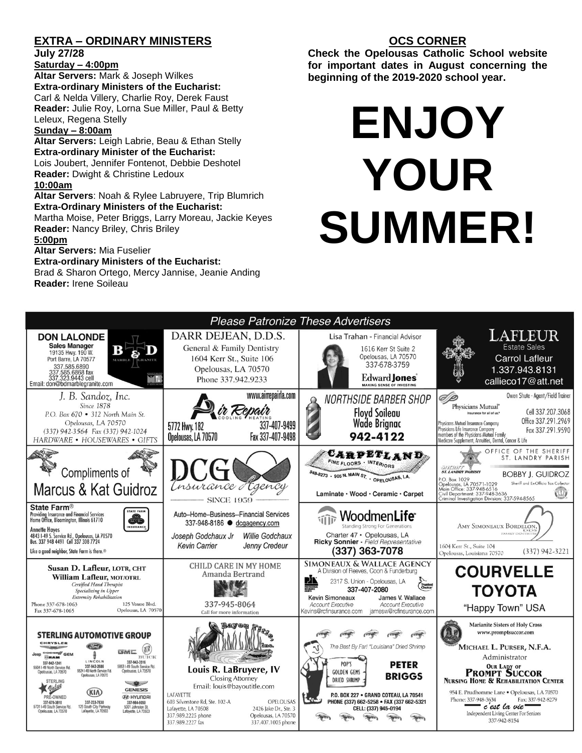## EXTRA – ORDINARY MINISTERS

**July 27/28**

**Saturday – 4:00pm**

**Altar Servers:** Mark & Joseph Wilkes

**Extra-ordinary Ministers of the Eucharist:** Carl & Nelda Villery, Charlie Roy, Derek Faust

**Reader:** Julie Roy, Lorna Sue Miller, Paul & Betty Leleux, Regena Stelly

**Sunday – 8:00am**

**Altar Servers:** Leigh Labrie, Beau & Ethan Stelly

**Extra-ordinary Minister of the Eucharist:** Lois Joubert, Jennifer Fontenot, Debbie Deshotel

**Reader:** Dwight & Christine Ledoux

**10:00am**

**Altar Servers**: Noah & Rylee Labruyere, Trip Blumrich

**Extra-Ordinary Ministers of the Eucharist:** Martha Moise, Peter Briggs, Larry Moreau, Jackie Keyes

**Reader:** Nancy Briley, Chris Briley

**5:00pm**

**Altar Servers:** Mia Fuselier

**Extra-ordinary Ministers of the Eucharist:** Brad & Sharon Ortego, Mercy Jannise, Jeanie Anding

**Reader:** Irene Soileau

## OCS CORNER

**Check the Opelousas Catholic School website for important dates in August concerning the beginning of the 2019-2020 school year.**

# ENJOY YOUR SUMMER!

## Please Patronize These Advertisers

**DON LALONDE** Sales Manager — B & D Marble Granite
19135 Hwy. 190 W. Port Barre, LA 70577
337.585.6890
337.585.6868 fax
337.323.9443 cell
Email: don@bdmarblegranite.com

**DARR DEJEAN, D.D.S.**
General & Family Dentistry
1604 Kerr St., Suite 106
Opelousas, LA 70570
Phone 337.942.9233

**Lisa Trahan** - Financial Advisor
1616 Kerr St Suite 2
Opelousas, LA 70570
337-678-3759
Edward Jones — MAKING SENSE OF INVESTING

**LAFLEUR** Estate Sales
Carrol Lafleur
1.337.943.8131
callieco17@att.net

**J. B. Sandoz, Inc.**
Since 1878
P.O. Box 670 • 312 North Main St.
Opelousas, LA 70570
(337) 942-3564 Fax (337) 942-1024
HARDWARE • HOUSEWARES • GIFTS

**Air Repair** Cooling Heating
www.airrepairla.com
5772 Hwy. 182
Opelousas, LA 70570
337-407-9499
Fax 337-407-9498

**NORTHSIDE BARBER SHOP**
Floyd Soileau
Wade Brignac
942-4122

**Physicians Mutual** — Insurance for all of us.
Owen Shute - Agent/Field Trainer
Cell 337.207.3068
Office 337.291.2969
Fax 337.291.9590
Physicians Mutual Insurance Company
Physicians Life Insurance Company
members of the Physicians Mutual Family
Medicare Supplement, Annuities, Dental, Cancer & Life

Compliments of
**Marcus & Kat Guidroz**

**DCG Insurance Agency**
SINCE 1959
Auto–Home–Business--Financial Services
337-948-8186 ● dcgagency.com
Joseph Godchaux Jr — Willie Godchaux
Kevin Carrier — Jenny Credeur

**CARPETLAND**
FINE FLOORS · INTERIORS
948-8273 · 905 N. MAIN ST. · OPELOUSAS, LA.
Laminate · Wood · Ceramic · Carpet

**OFFICE OF THE SHERIFF ST. LANDRY PARISH**
BOBBY J. GUIDROZ
Sheriff and Ex-Officio Tax Collector
P.O. Box 1029
Opelousas, LA 70571-1029
Main Office: 337-948-6516
Civil Department: 337-948-3636
Criminal Investigation Division: 337-594-8565

**State Farm®**
Providing Insurance and Financial Services
Home Office, Bloomington, Illinois 61710
Annette Hayes
4843 I-49 S. Service Rd., Opelousas, LA 70570
Bus. 337 948 4491 Cell 337 308 7724
Like a good neighbor, State Farm is there.®

**WoodmenLife**
Standing Strong For Generations
Charter 47 • Opelousas, LA
Ricky Sonnier - *Field Representative*
(337) 363-7078

**AMY SIMONEAUX BORDELON, DDS**
FAMILY DENTISTRY
1604 Kerr St., Suite 104
Opelousas, Louisiana 70570
(337) 942-3221

**Susan D. Lafleur, LOTR, CHT**
**William Lafleur, MOT/OTRL**
*Certified Hand Therapist*
*Specializing in Upper Extremity Rehabilitation*
Phone 337-678-1063
Fax 337-678-1065
125 Ventre Blvd.
Opelousas, LA 70570

**CHILD CARE IN MY HOME**
Amanda Bertrand
337-945-8064
Call for more information

**SIMONEAUX & WALLACE AGENCY**
A Division of Reeves, Coon & Funderburg
2317 S. Union - Opelousas, LA
337-407-2080
Kevin Simoneaux — *Account Executive* — Kevins@rcfinsurance.com
James V. Wallace — *Account Executive* — jamesw@rcfinsurance.com

**COURVELLE TOYOTA**
"Happy Town" USA

**STERLING AUTOMOTIVE GROUP**
Chrysler Jeep Dodge Ram GEM — 337-942-1241 — 5504 I-49 North Service Rd. Opelousas, LA 70570
Ford Lincoln — 337-942-2686 — 5524 I-49 North Service Rd. Opelousas, LA 70570
GMC Buick — 337-942-3516 — 5853 I-49 South Service Rd. Opelousas, LA 70570
Sterling Value Pre-Owned — 337-678-3810 — 5731 I-49 South Service Rd. Opelousas, LA 70570
Kia — 337-233-7630 — 125 South City Parkway Lafayette, LA 70503
Genesis Hyundai — 337-984-9850 — 5001 Johnston St. Lafayette, LA 70503

**Bayou Title, Inc.**
Louis R. LaBruyere, IV
Closing Attorney
Email: louis@bayoutitle.com
LAFAYETTE: 603 Silverstone Rd, Ste. 102-A, Lafayette, LA 70508, 337.989.2225 phone, 337.989.2227 fax
OPELOUSAS: 2426 Jake Dr., Ste. 3, Opelousas, LA 70570, 337.407.1005 phone

The Best By Far! "Louisiana" Dried Shrimp
POP'S GOLDEN GEMS DRIED SHRIMP
**PETER BRIGGS**
P.O. BOX 227 • GRAND COTEAU, LA 70541
PHONE (337) 662-5258 • FAX (337) 662-5321
CELL: (337) 945-0194

Marianite Sisters of Holy Cross
www.promptsuccor.com
**MICHAEL L. PURSER, N.F.A.**
Administrator
**OUR LADY OF PROMPT SUCCOR NURSING HOME & REHABILITATION CENTER**
954 E. Prudhomme Lane • Opelousas, LA 70570
Phone: 337-948-3634 Fax: 337-942-8279
*c'est la vie*
Independent Living Center For Seniors
337-942-8154